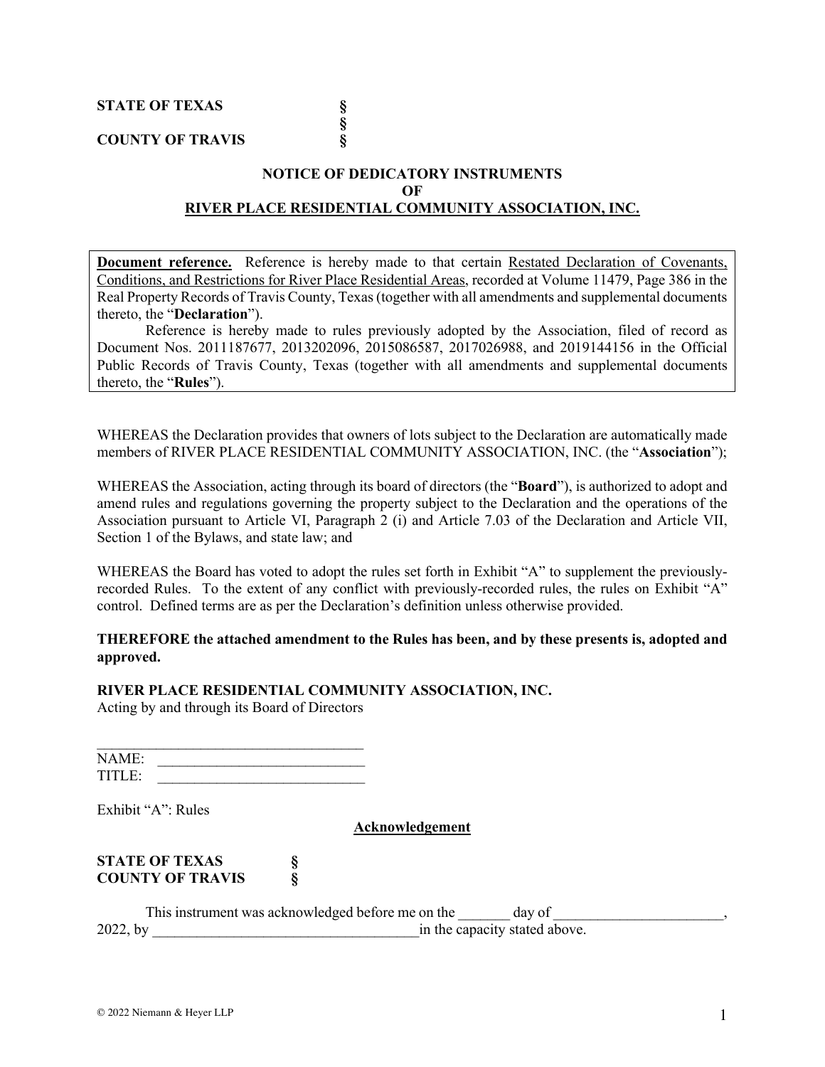**STATE OF TEXAS** §
§
**COUNTY OF TRAVIS** §

**NOTICE OF DEDICATORY INSTRUMENTS**
**OF**
**RIVER PLACE RESIDENTIAL COMMUNITY ASSOCIATION, INC.**

**Document reference.** Reference is hereby made to that certain Restated Declaration of Covenants, Conditions, and Restrictions for River Place Residential Areas, recorded at Volume 11479, Page 386 in the Real Property Records of Travis County, Texas (together with all amendments and supplemental documents thereto, the "**Declaration**").

Reference is hereby made to rules previously adopted by the Association, filed of record as Document Nos. 2011187677, 2013202096, 2015086587, 2017026988, and 2019144156 in the Official Public Records of Travis County, Texas (together with all amendments and supplemental documents thereto, the "**Rules**").

WHEREAS the Declaration provides that owners of lots subject to the Declaration are automatically made members of RIVER PLACE RESIDENTIAL COMMUNITY ASSOCIATION, INC. (the "**Association**");

WHEREAS the Association, acting through its board of directors (the "**Board**"), is authorized to adopt and amend rules and regulations governing the property subject to the Declaration and the operations of the Association pursuant to Article VI, Paragraph 2 (i) and Article 7.03 of the Declaration and Article VII, Section 1 of the Bylaws, and state law; and

WHEREAS the Board has voted to adopt the rules set forth in Exhibit "A" to supplement the previously-recorded Rules. To the extent of any conflict with previously-recorded rules, the rules on Exhibit "A" control. Defined terms are as per the Declaration's definition unless otherwise provided.

**THEREFORE the attached amendment to the Rules has been, and by these presents is, adopted and approved.**

**RIVER PLACE RESIDENTIAL COMMUNITY ASSOCIATION, INC.**
Acting by and through its Board of Directors

____________________________________
NAME: ____________________________
TITLE: ____________________________

Exhibit "A": Rules

**Acknowledgement**

**STATE OF TEXAS** §
**COUNTY OF TRAVIS** §

This instrument was acknowledged before me on the _______ day of _______________________, 2022, by ____________________________________in the capacity stated above.

© 2022 Niemann & Heyer LLP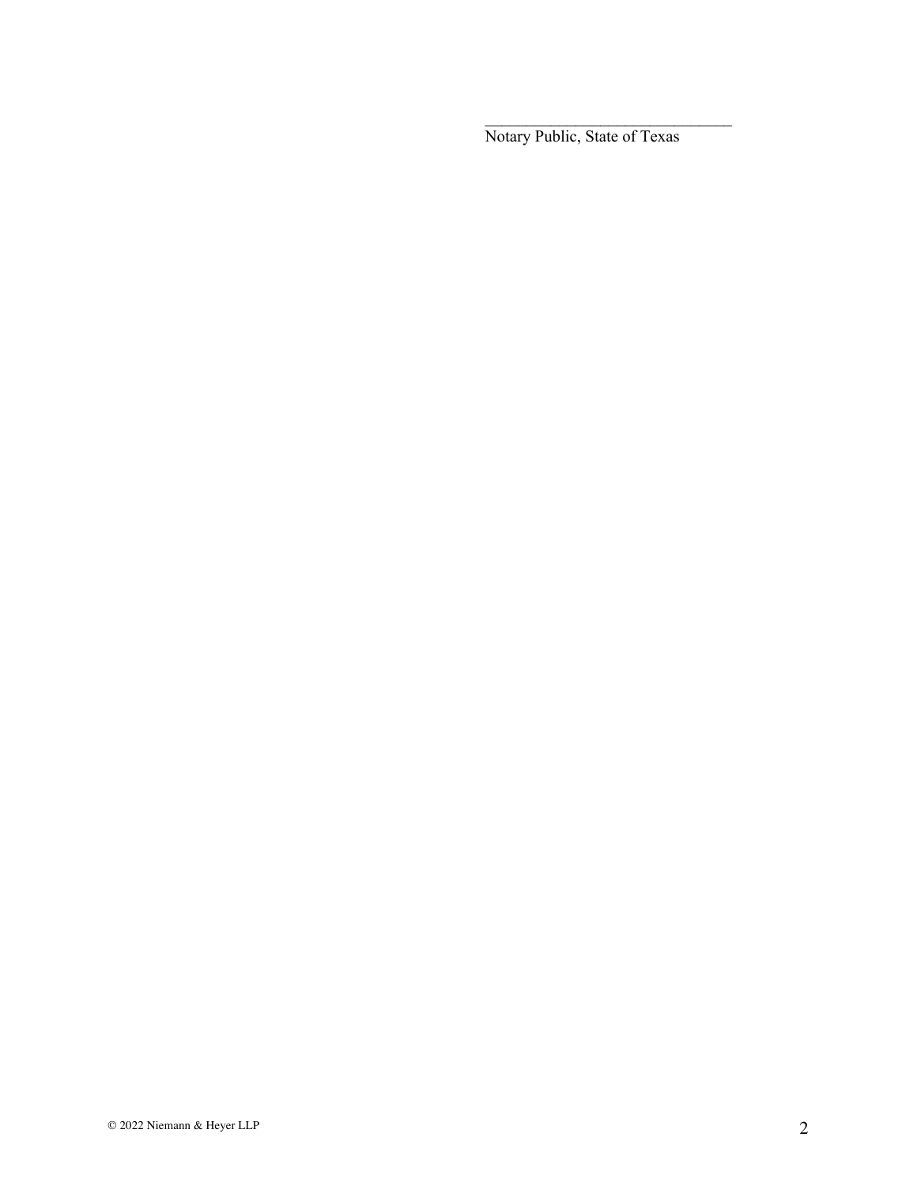\_\_\_\_\_\_\_\_\_\_\_\_\_\_\_\_\_\_\_\_\_\_\_\_\_\_\_\_\_\_\_\_

Notary Public, State of Texas

© 2022 Niemann & Heyer LLP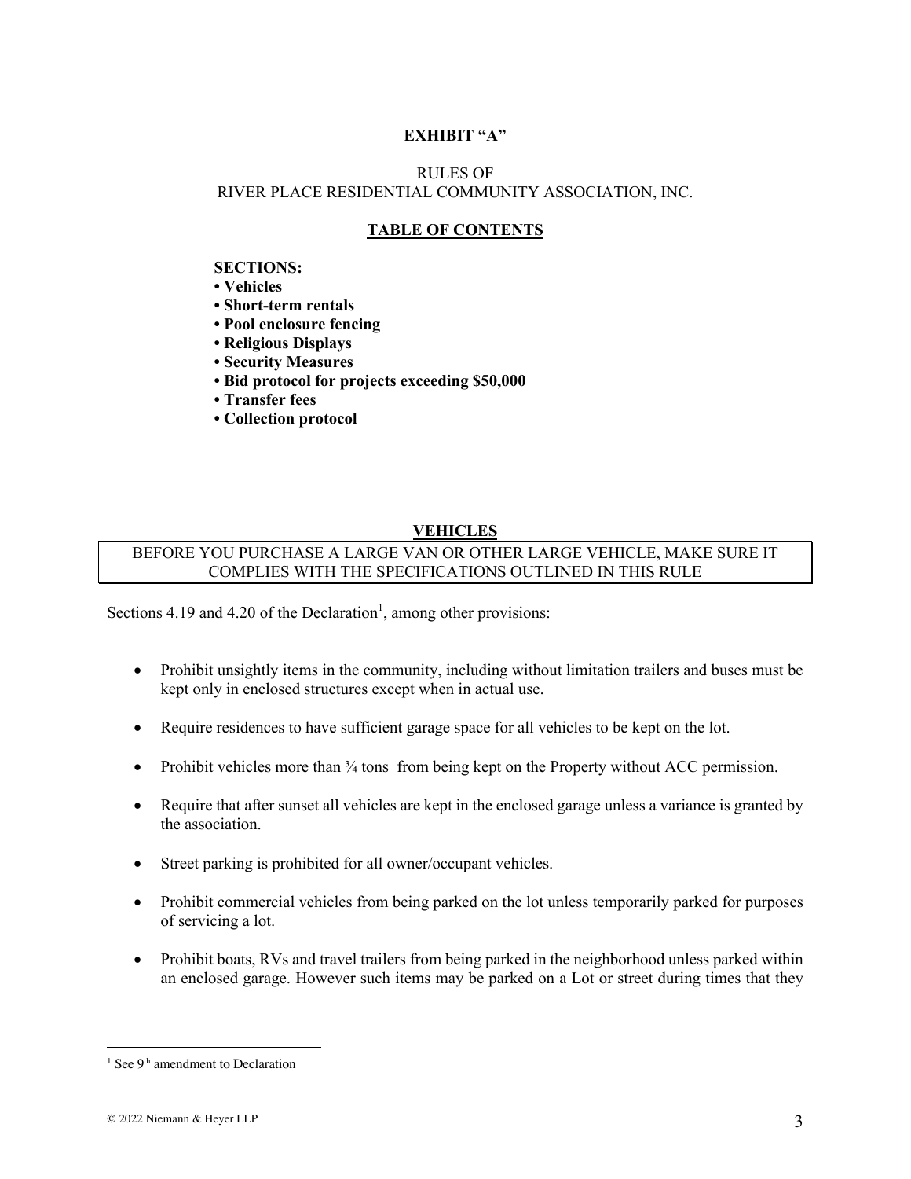**EXHIBIT "A"**

RULES OF
RIVER PLACE RESIDENTIAL COMMUNITY ASSOCIATION, INC.

**TABLE OF CONTENTS**

**SECTIONS:**
**• Vehicles**
**• Short-term rentals**
**• Pool enclosure fencing**
**• Religious Displays**
**• Security Measures**
**• Bid protocol for projects exceeding $50,000**
**• Transfer fees**
**• Collection protocol**

## VEHICLES

| BEFORE YOU PURCHASE A LARGE VAN OR OTHER LARGE VEHICLE, MAKE SURE IT COMPLIES WITH THE SPECIFICATIONS OUTLINED IN THIS RULE |
|---|

Sections 4.19 and 4.20 of the Declaration[1], among other provisions:

- Prohibit unsightly items in the community, including without limitation trailers and buses must be kept only in enclosed structures except when in actual use.
- Require residences to have sufficient garage space for all vehicles to be kept on the lot.
- Prohibit vehicles more than ¾ tons from being kept on the Property without ACC permission.
- Require that after sunset all vehicles are kept in the enclosed garage unless a variance is granted by the association.
- Street parking is prohibited for all owner/occupant vehicles.
- Prohibit commercial vehicles from being parked on the lot unless temporarily parked for purposes of servicing a lot.
- Prohibit boats, RVs and travel trailers from being parked in the neighborhood unless parked within an enclosed garage. However such items may be parked on a Lot or street during times that they

[1] See 9th amendment to Declaration

© 2022 Niemann & Heyer LLP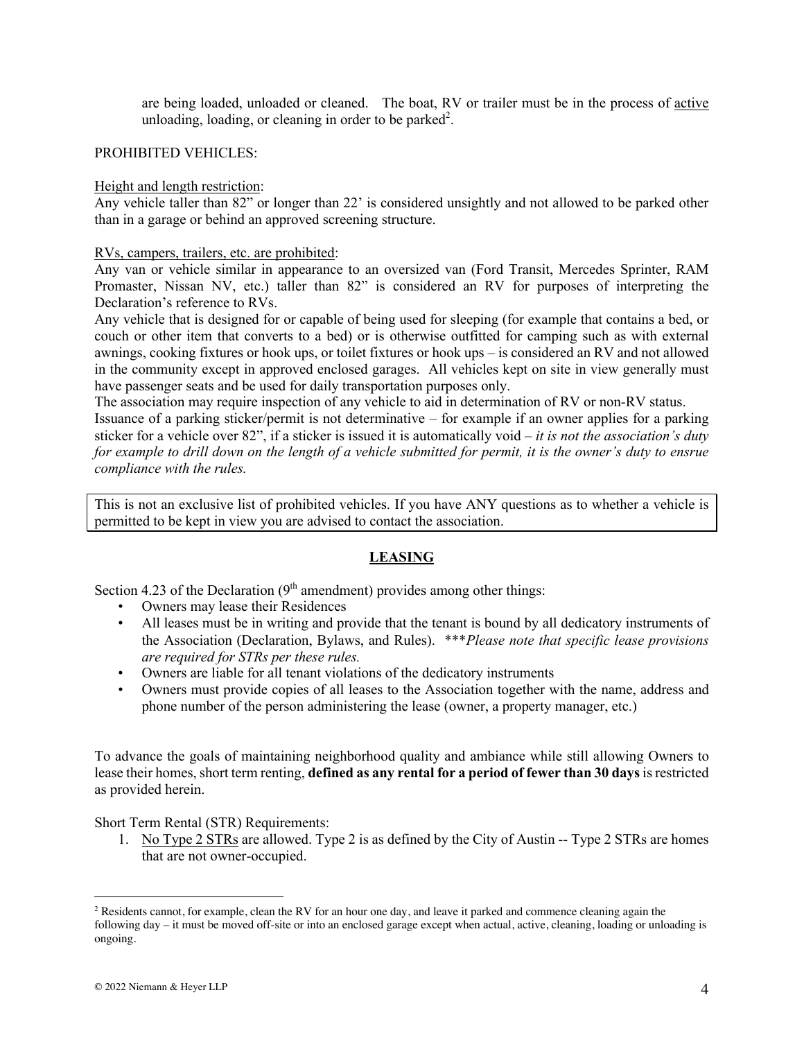are being loaded, unloaded or cleaned. The boat, RV or trailer must be in the process of active unloading, loading, or cleaning in order to be parked[2].

PROHIBITED VEHICLES:

Height and length restriction:
Any vehicle taller than 82" or longer than 22' is considered unsightly and not allowed to be parked other than in a garage or behind an approved screening structure.

RVs, campers, trailers, etc. are prohibited:
Any van or vehicle similar in appearance to an oversized van (Ford Transit, Mercedes Sprinter, RAM Promaster, Nissan NV, etc.) taller than 82" is considered an RV for purposes of interpreting the Declaration's reference to RVs.
Any vehicle that is designed for or capable of being used for sleeping (for example that contains a bed, or couch or other item that converts to a bed) or is otherwise outfitted for camping such as with external awnings, cooking fixtures or hook ups, or toilet fixtures or hook ups – is considered an RV and not allowed in the community except in approved enclosed garages. All vehicles kept on site in view generally must have passenger seats and be used for daily transportation purposes only.
The association may require inspection of any vehicle to aid in determination of RV or non-RV status.
Issuance of a parking sticker/permit is not determinative – for example if an owner applies for a parking sticker for a vehicle over 82", if a sticker is issued it is automatically void – *it is not the association's duty for example to drill down on the length of a vehicle submitted for permit, it is the owner's duty to ensrue compliance with the rules.*

This is not an exclusive list of prohibited vehicles. If you have ANY questions as to whether a vehicle is permitted to be kept in view you are advised to contact the association.

## **LEASING**

Section 4.23 of the Declaration (9th amendment) provides among other things:

- Owners may lease their Residences
- All leases must be in writing and provide that the tenant is bound by all dedicatory instruments of the Association (Declaration, Bylaws, and Rules). ****Please note that specific lease provisions are required for STRs per these rules.*
- Owners are liable for all tenant violations of the dedicatory instruments
- Owners must provide copies of all leases to the Association together with the name, address and phone number of the person administering the lease (owner, a property manager, etc.)

To advance the goals of maintaining neighborhood quality and ambiance while still allowing Owners to lease their homes, short term renting, **defined as any rental for a period of fewer than 30 days** is restricted as provided herein.

Short Term Rental (STR) Requirements:

1. No Type 2 STRs are allowed. Type 2 is as defined by the City of Austin -- Type 2 STRs are homes that are not owner-occupied.

[2] Residents cannot, for example, clean the RV for an hour one day, and leave it parked and commence cleaning again the following day – it must be moved off-site or into an enclosed garage except when actual, active, cleaning, loading or unloading is ongoing.

© 2022 Niemann & Heyer LLP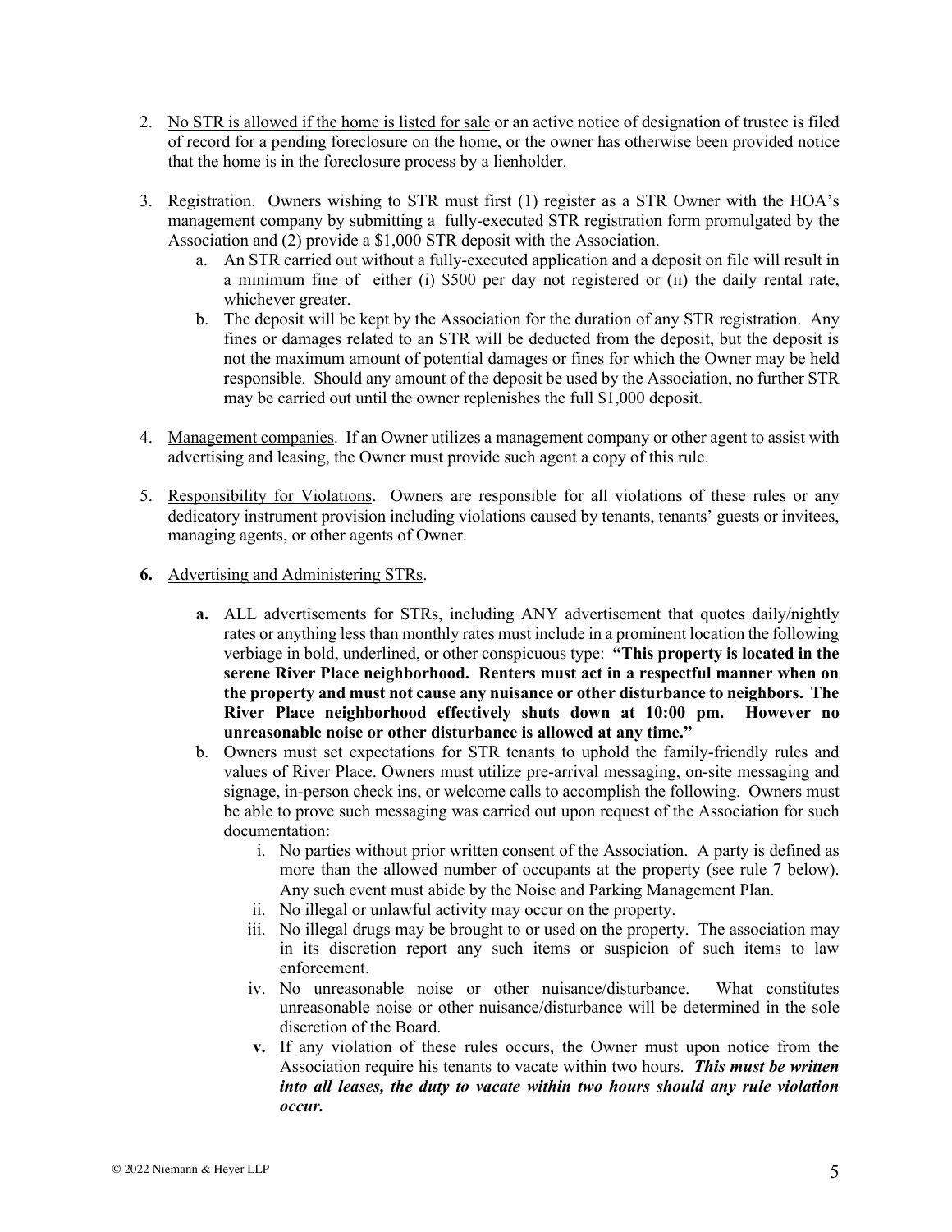2. <u>No STR is allowed if the home is listed for sale</u> or an active notice of designation of trustee is filed of record for a pending foreclosure on the home, or the owner has otherwise been provided notice that the home is in the foreclosure process by a lienholder.

3. <u>Registration</u>. Owners wishing to STR must first (1) register as a STR Owner with the HOA's management company by submitting a fully-executed STR registration form promulgated by the Association and (2) provide a $1,000 STR deposit with the Association.
   a. An STR carried out without a fully-executed application and a deposit on file will result in a minimum fine of either (i) $500 per day not registered or (ii) the daily rental rate, whichever greater.
   b. The deposit will be kept by the Association for the duration of any STR registration. Any fines or damages related to an STR will be deducted from the deposit, but the deposit is not the maximum amount of potential damages or fines for which the Owner may be held responsible. Should any amount of the deposit be used by the Association, no further STR may be carried out until the owner replenishes the full $1,000 deposit.

4. <u>Management companies</u>. If an Owner utilizes a management company or other agent to assist with advertising and leasing, the Owner must provide such agent a copy of this rule.

5. <u>Responsibility for Violations</u>. Owners are responsible for all violations of these rules or any dedicatory instrument provision including violations caused by tenants, tenants' guests or invitees, managing agents, or other agents of Owner.

**6.** <u>Advertising and Administering STRs</u>.

   **a.** ALL advertisements for STRs, including ANY advertisement that quotes daily/nightly rates or anything less than monthly rates must include in a prominent location the following verbiage in bold, underlined, or other conspicuous type: **"This property is located in the serene River Place neighborhood. Renters must act in a respectful manner when on the property and must not cause any nuisance or other disturbance to neighbors. The River Place neighborhood effectively shuts down at 10:00 pm. However no unreasonable noise or other disturbance is allowed at any time."**

   b. Owners must set expectations for STR tenants to uphold the family-friendly rules and values of River Place. Owners must utilize pre-arrival messaging, on-site messaging and signage, in-person check ins, or welcome calls to accomplish the following. Owners must be able to prove such messaging was carried out upon request of the Association for such documentation:
      i. No parties without prior written consent of the Association. A party is defined as more than the allowed number of occupants at the property (see rule 7 below). Any such event must abide by the Noise and Parking Management Plan.
      ii. No illegal or unlawful activity may occur on the property.
      iii. No illegal drugs may be brought to or used on the property. The association may in its discretion report any such items or suspicion of such items to law enforcement.
      iv. No unreasonable noise or other nuisance/disturbance. What constitutes unreasonable noise or other nuisance/disturbance will be determined in the sole discretion of the Board.
      **v.** If any violation of these rules occurs, the Owner must upon notice from the Association require his tenants to vacate within two hours. ***This must be written into all leases, the duty to vacate within two hours should any rule violation occur.***

© 2022 Niemann & Heyer LLP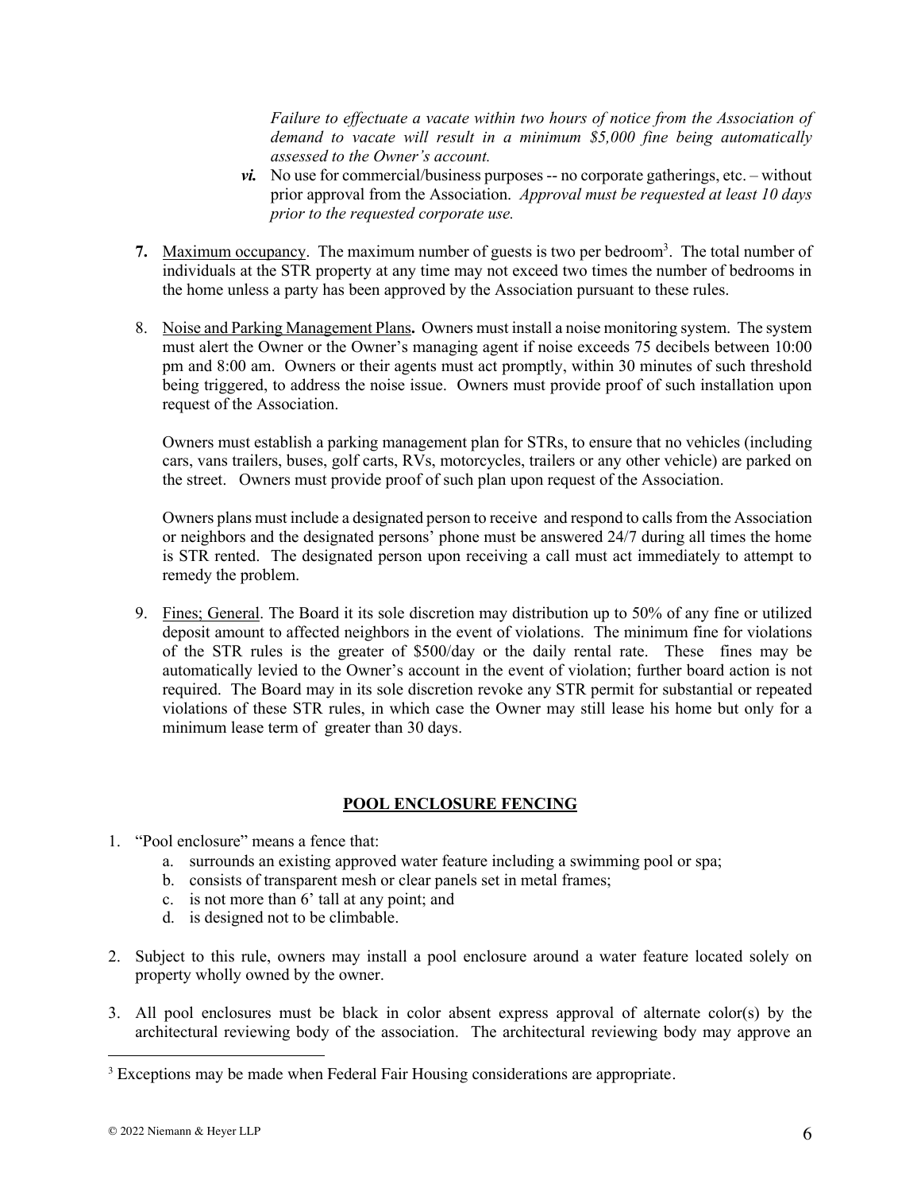*Failure to effectuate a vacate within two hours of notice from the Association of demand to vacate will result in a minimum $5,000 fine being automatically assessed to the Owner's account.*

***vi.*** No use for commercial/business purposes -- no corporate gatherings, etc. – without prior approval from the Association. *Approval must be requested at least 10 days prior to the requested corporate use.*

**7.** Maximum occupancy. The maximum number of guests is two per bedroom[3]. The total number of individuals at the STR property at any time may not exceed two times the number of bedrooms in the home unless a party has been approved by the Association pursuant to these rules.

8. Noise and Parking Management Plans**.** Owners must install a noise monitoring system. The system must alert the Owner or the Owner's managing agent if noise exceeds 75 decibels between 10:00 pm and 8:00 am. Owners or their agents must act promptly, within 30 minutes of such threshold being triggered, to address the noise issue. Owners must provide proof of such installation upon request of the Association.

   Owners must establish a parking management plan for STRs, to ensure that no vehicles (including cars, vans trailers, buses, golf carts, RVs, motorcycles, trailers or any other vehicle) are parked on the street. Owners must provide proof of such plan upon request of the Association.

   Owners plans must include a designated person to receive and respond to calls from the Association or neighbors and the designated persons' phone must be answered 24/7 during all times the home is STR rented. The designated person upon receiving a call must act immediately to attempt to remedy the problem.

9. Fines; General. The Board it its sole discretion may distribution up to 50% of any fine or utilized deposit amount to affected neighbors in the event of violations. The minimum fine for violations of the STR rules is the greater of $500/day or the daily rental rate. These fines may be automatically levied to the Owner's account in the event of violation; further board action is not required. The Board may in its sole discretion revoke any STR permit for substantial or repeated violations of these STR rules, in which case the Owner may still lease his home but only for a minimum lease term of greater than 30 days.

## POOL ENCLOSURE FENCING

1. "Pool enclosure" means a fence that:
   a. surrounds an existing approved water feature including a swimming pool or spa;
   b. consists of transparent mesh or clear panels set in metal frames;
   c. is not more than 6' tall at any point; and
   d. is designed not to be climbable.

2. Subject to this rule, owners may install a pool enclosure around a water feature located solely on property wholly owned by the owner.

3. All pool enclosures must be black in color absent express approval of alternate color(s) by the architectural reviewing body of the association. The architectural reviewing body may approve an

[3] Exceptions may be made when Federal Fair Housing considerations are appropriate.

© 2022 Niemann & Heyer LLP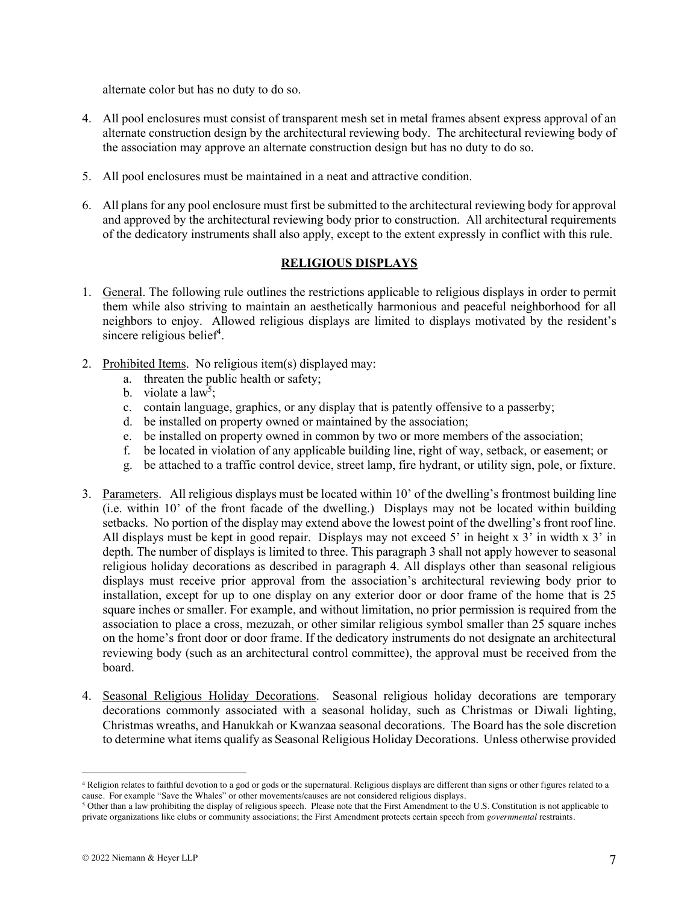alternate color but has no duty to do so.

4. All pool enclosures must consist of transparent mesh set in metal frames absent express approval of an alternate construction design by the architectural reviewing body. The architectural reviewing body of the association may approve an alternate construction design but has no duty to do so.

5. All pool enclosures must be maintained in a neat and attractive condition.

6. All plans for any pool enclosure must first be submitted to the architectural reviewing body for approval and approved by the architectural reviewing body prior to construction. All architectural requirements of the dedicatory instruments shall also apply, except to the extent expressly in conflict with this rule.

## RELIGIOUS DISPLAYS

1. General. The following rule outlines the restrictions applicable to religious displays in order to permit them while also striving to maintain an aesthetically harmonious and peaceful neighborhood for all neighbors to enjoy. Allowed religious displays are limited to displays motivated by the resident's sincere religious belief[4].

2. Prohibited Items. No religious item(s) displayed may:
   a. threaten the public health or safety;
   b. violate a law[5];
   c. contain language, graphics, or any display that is patently offensive to a passerby;
   d. be installed on property owned or maintained by the association;
   e. be installed on property owned in common by two or more members of the association;
   f. be located in violation of any applicable building line, right of way, setback, or easement; or
   g. be attached to a traffic control device, street lamp, fire hydrant, or utility sign, pole, or fixture.

3. Parameters. All religious displays must be located within 10' of the dwelling's frontmost building line (i.e. within 10' of the front facade of the dwelling.) Displays may not be located within building setbacks. No portion of the display may extend above the lowest point of the dwelling's front roof line. All displays must be kept in good repair. Displays may not exceed 5' in height x 3' in width x 3' in depth. The number of displays is limited to three. This paragraph 3 shall not apply however to seasonal religious holiday decorations as described in paragraph 4. All displays other than seasonal religious displays must receive prior approval from the association's architectural reviewing body prior to installation, except for up to one display on any exterior door or door frame of the home that is 25 square inches or smaller. For example, and without limitation, no prior permission is required from the association to place a cross, mezuzah, or other similar religious symbol smaller than 25 square inches on the home's front door or door frame. If the dedicatory instruments do not designate an architectural reviewing body (such as an architectural control committee), the approval must be received from the board.

4. Seasonal Religious Holiday Decorations. Seasonal religious holiday decorations are temporary decorations commonly associated with a seasonal holiday, such as Christmas or Diwali lighting, Christmas wreaths, and Hanukkah or Kwanzaa seasonal decorations. The Board has the sole discretion to determine what items qualify as Seasonal Religious Holiday Decorations. Unless otherwise provided

---

[4] Religion relates to faithful devotion to a god or gods or the supernatural. Religious displays are different than signs or other figures related to a cause. For example "Save the Whales" or other movements/causes are not considered religious displays.

[5] Other than a law prohibiting the display of religious speech. Please note that the First Amendment to the U.S. Constitution is not applicable to private organizations like clubs or community associations; the First Amendment protects certain speech from *governmental* restraints.

© 2022 Niemann & Heyer LLP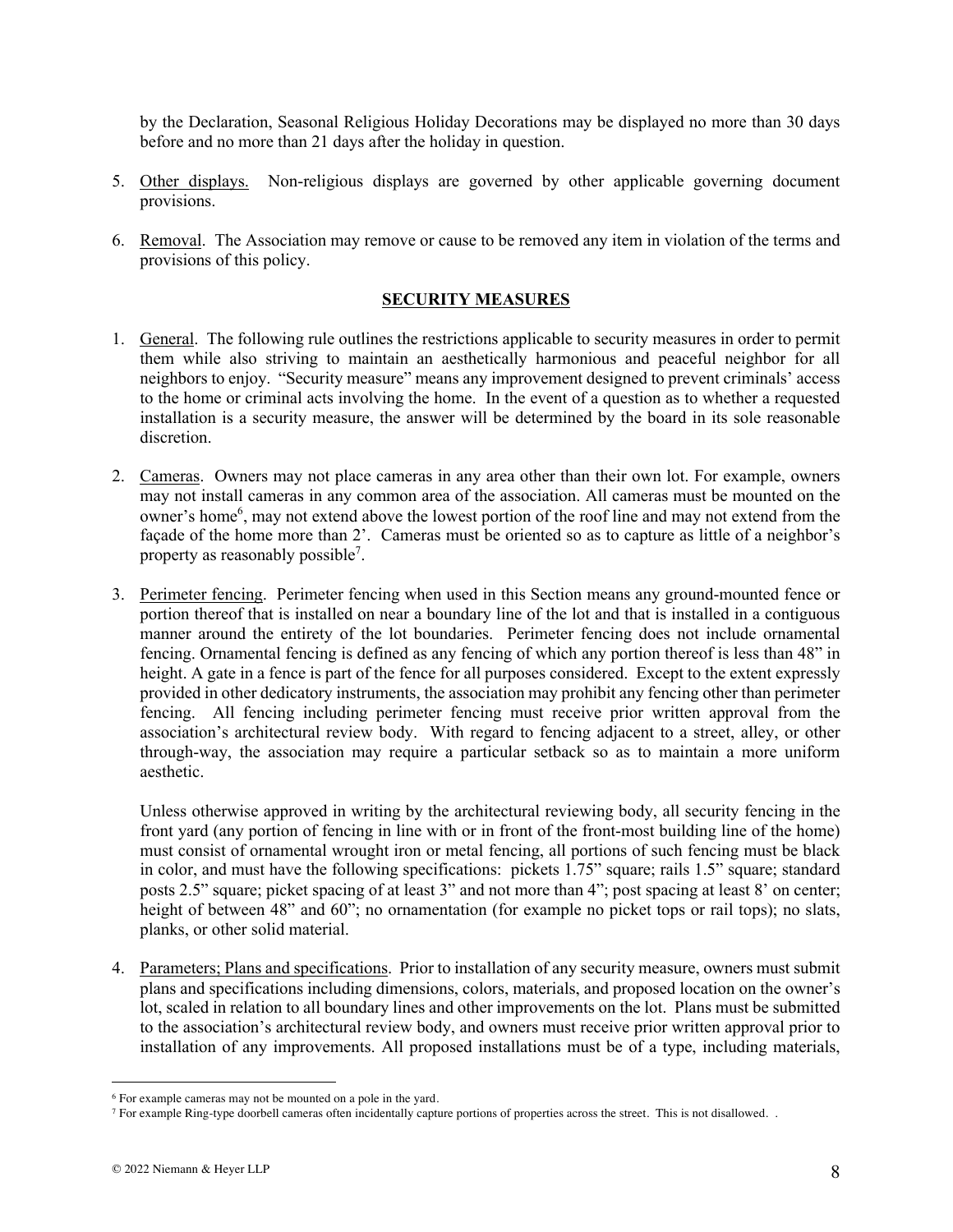by the Declaration, Seasonal Religious Holiday Decorations may be displayed no more than 30 days before and no more than 21 days after the holiday in question.

5. Other displays. Non-religious displays are governed by other applicable governing document provisions.

6. Removal. The Association may remove or cause to be removed any item in violation of the terms and provisions of this policy.

## SECURITY MEASURES

1. General. The following rule outlines the restrictions applicable to security measures in order to permit them while also striving to maintain an aesthetically harmonious and peaceful neighbor for all neighbors to enjoy. "Security measure" means any improvement designed to prevent criminals' access to the home or criminal acts involving the home. In the event of a question as to whether a requested installation is a security measure, the answer will be determined by the board in its sole reasonable discretion.

2. Cameras. Owners may not place cameras in any area other than their own lot. For example, owners may not install cameras in any common area of the association. All cameras must be mounted on the owner's home[6], may not extend above the lowest portion of the roof line and may not extend from the façade of the home more than 2'. Cameras must be oriented so as to capture as little of a neighbor's property as reasonably possible[7].

3. Perimeter fencing. Perimeter fencing when used in this Section means any ground-mounted fence or portion thereof that is installed on near a boundary line of the lot and that is installed in a contiguous manner around the entirety of the lot boundaries. Perimeter fencing does not include ornamental fencing. Ornamental fencing is defined as any fencing of which any portion thereof is less than 48" in height. A gate in a fence is part of the fence for all purposes considered. Except to the extent expressly provided in other dedicatory instruments, the association may prohibit any fencing other than perimeter fencing. All fencing including perimeter fencing must receive prior written approval from the association's architectural review body. With regard to fencing adjacent to a street, alley, or other through-way, the association may require a particular setback so as to maintain a more uniform aesthetic.

   Unless otherwise approved in writing by the architectural reviewing body, all security fencing in the front yard (any portion of fencing in line with or in front of the front-most building line of the home) must consist of ornamental wrought iron or metal fencing, all portions of such fencing must be black in color, and must have the following specifications: pickets 1.75" square; rails 1.5" square; standard posts 2.5" square; picket spacing of at least 3" and not more than 4"; post spacing at least 8' on center; height of between 48" and 60"; no ornamentation (for example no picket tops or rail tops); no slats, planks, or other solid material.

4. Parameters; Plans and specifications. Prior to installation of any security measure, owners must submit plans and specifications including dimensions, colors, materials, and proposed location on the owner's lot, scaled in relation to all boundary lines and other improvements on the lot. Plans must be submitted to the association's architectural review body, and owners must receive prior written approval prior to installation of any improvements. All proposed installations must be of a type, including materials,

---

[6] For example cameras may not be mounted on a pole in the yard.

[7] For example Ring-type doorbell cameras often incidentally capture portions of properties across the street. This is not disallowed. .

© 2022 Niemann & Heyer LLP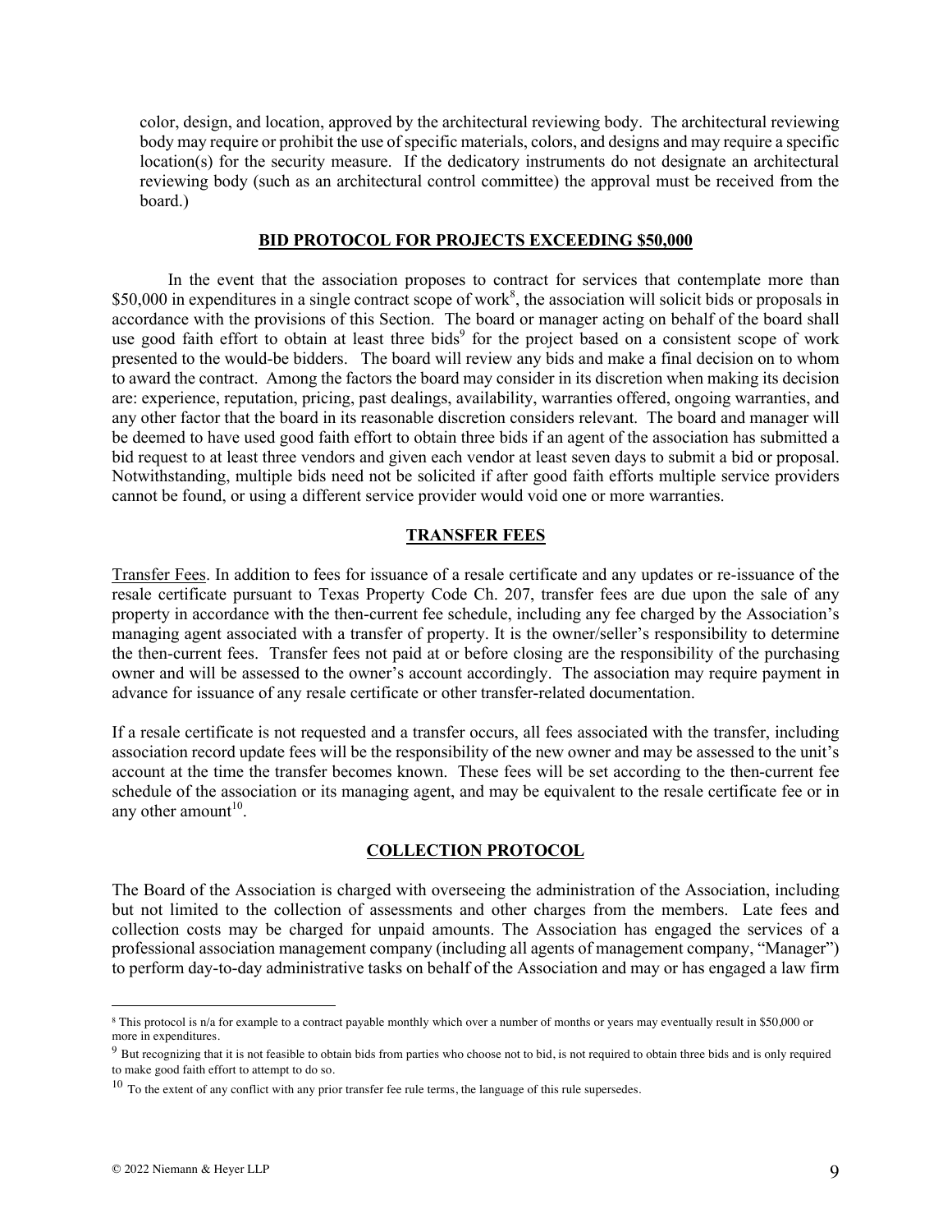color, design, and location, approved by the architectural reviewing body. The architectural reviewing body may require or prohibit the use of specific materials, colors, and designs and may require a specific location(s) for the security measure. If the dedicatory instruments do not designate an architectural reviewing body (such as an architectural control committee) the approval must be received from the board.)

## BID PROTOCOL FOR PROJECTS EXCEEDING $50,000

In the event that the association proposes to contract for services that contemplate more than $50,000 in expenditures in a single contract scope of work[8], the association will solicit bids or proposals in accordance with the provisions of this Section. The board or manager acting on behalf of the board shall use good faith effort to obtain at least three bids[9] for the project based on a consistent scope of work presented to the would-be bidders. The board will review any bids and make a final decision on to whom to award the contract. Among the factors the board may consider in its discretion when making its decision are: experience, reputation, pricing, past dealings, availability, warranties offered, ongoing warranties, and any other factor that the board in its reasonable discretion considers relevant. The board and manager will be deemed to have used good faith effort to obtain three bids if an agent of the association has submitted a bid request to at least three vendors and given each vendor at least seven days to submit a bid or proposal. Notwithstanding, multiple bids need not be solicited if after good faith efforts multiple service providers cannot be found, or using a different service provider would void one or more warranties.

## TRANSFER FEES

Transfer Fees. In addition to fees for issuance of a resale certificate and any updates or re-issuance of the resale certificate pursuant to Texas Property Code Ch. 207, transfer fees are due upon the sale of any property in accordance with the then-current fee schedule, including any fee charged by the Association's managing agent associated with a transfer of property. It is the owner/seller's responsibility to determine the then-current fees. Transfer fees not paid at or before closing are the responsibility of the purchasing owner and will be assessed to the owner's account accordingly. The association may require payment in advance for issuance of any resale certificate or other transfer-related documentation.

If a resale certificate is not requested and a transfer occurs, all fees associated with the transfer, including association record update fees will be the responsibility of the new owner and may be assessed to the unit's account at the time the transfer becomes known. These fees will be set according to the then-current fee schedule of the association or its managing agent, and may be equivalent to the resale certificate fee or in any other amount[10].

## COLLECTION PROTOCOL

The Board of the Association is charged with overseeing the administration of the Association, including but not limited to the collection of assessments and other charges from the members. Late fees and collection costs may be charged for unpaid amounts. The Association has engaged the services of a professional association management company (including all agents of management company, "Manager") to perform day-to-day administrative tasks on behalf of the Association and may or has engaged a law firm

---

[8] This protocol is n/a for example to a contract payable monthly which over a number of months or years may eventually result in $50,000 or more in expenditures.

[9] But recognizing that it is not feasible to obtain bids from parties who choose not to bid, is not required to obtain three bids and is only required to make good faith effort to attempt to do so.

[10] To the extent of any conflict with any prior transfer fee rule terms, the language of this rule supersedes.

© 2022 Niemann & Heyer LLP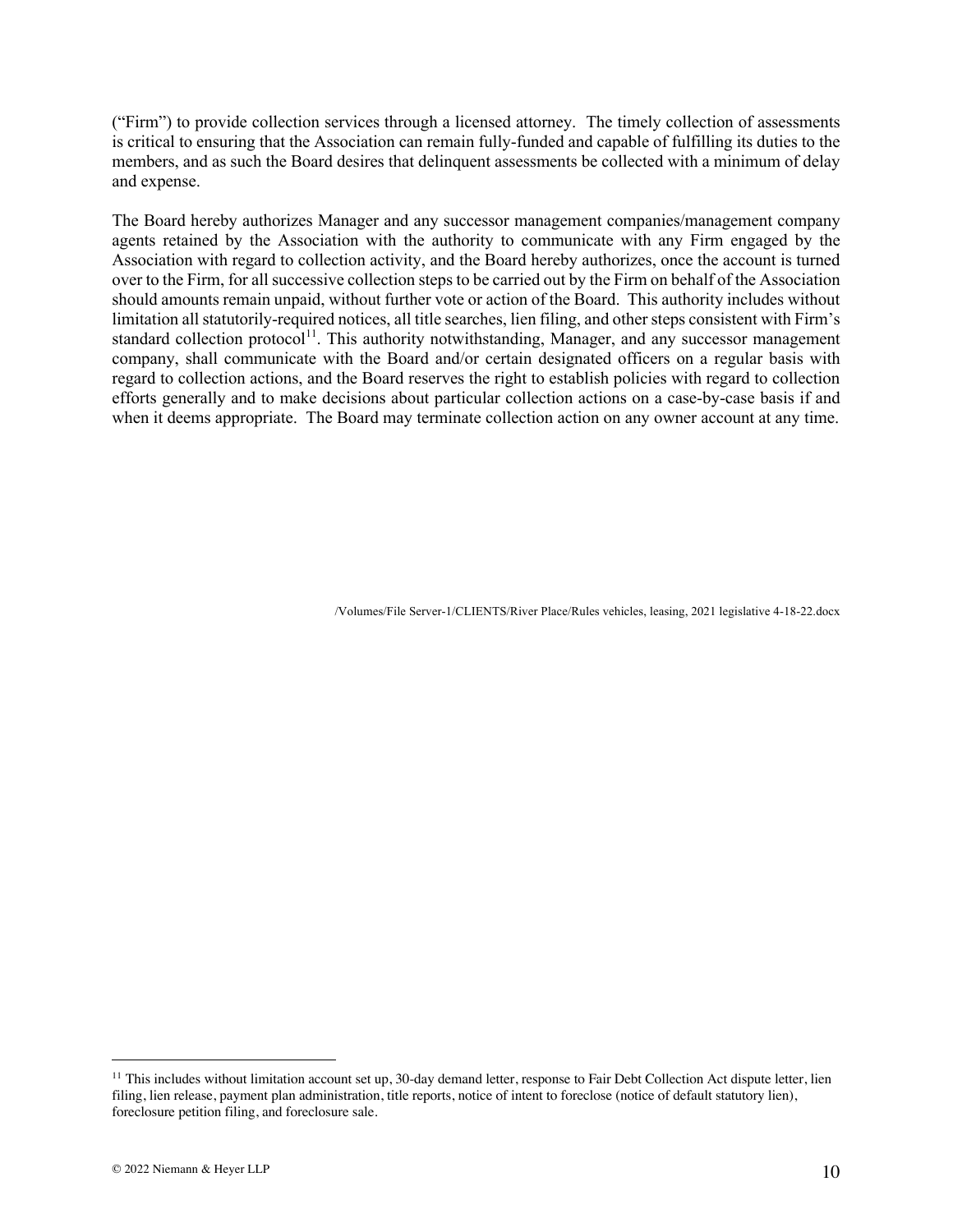("Firm") to provide collection services through a licensed attorney. The timely collection of assessments is critical to ensuring that the Association can remain fully-funded and capable of fulfilling its duties to the members, and as such the Board desires that delinquent assessments be collected with a minimum of delay and expense.

The Board hereby authorizes Manager and any successor management companies/management company agents retained by the Association with the authority to communicate with any Firm engaged by the Association with regard to collection activity, and the Board hereby authorizes, once the account is turned over to the Firm, for all successive collection steps to be carried out by the Firm on behalf of the Association should amounts remain unpaid, without further vote or action of the Board. This authority includes without limitation all statutorily-required notices, all title searches, lien filing, and other steps consistent with Firm's standard collection protocol[11]. This authority notwithstanding, Manager, and any successor management company, shall communicate with the Board and/or certain designated officers on a regular basis with regard to collection actions, and the Board reserves the right to establish policies with regard to collection efforts generally and to make decisions about particular collection actions on a case-by-case basis if and when it deems appropriate. The Board may terminate collection action on any owner account at any time.

/Volumes/File Server-1/CLIENTS/River Place/Rules vehicles, leasing, 2021 legislative 4-18-22.docx

[11] This includes without limitation account set up, 30-day demand letter, response to Fair Debt Collection Act dispute letter, lien filing, lien release, payment plan administration, title reports, notice of intent to foreclose (notice of default statutory lien), foreclosure petition filing, and foreclosure sale.

© 2022 Niemann & Heyer LLP